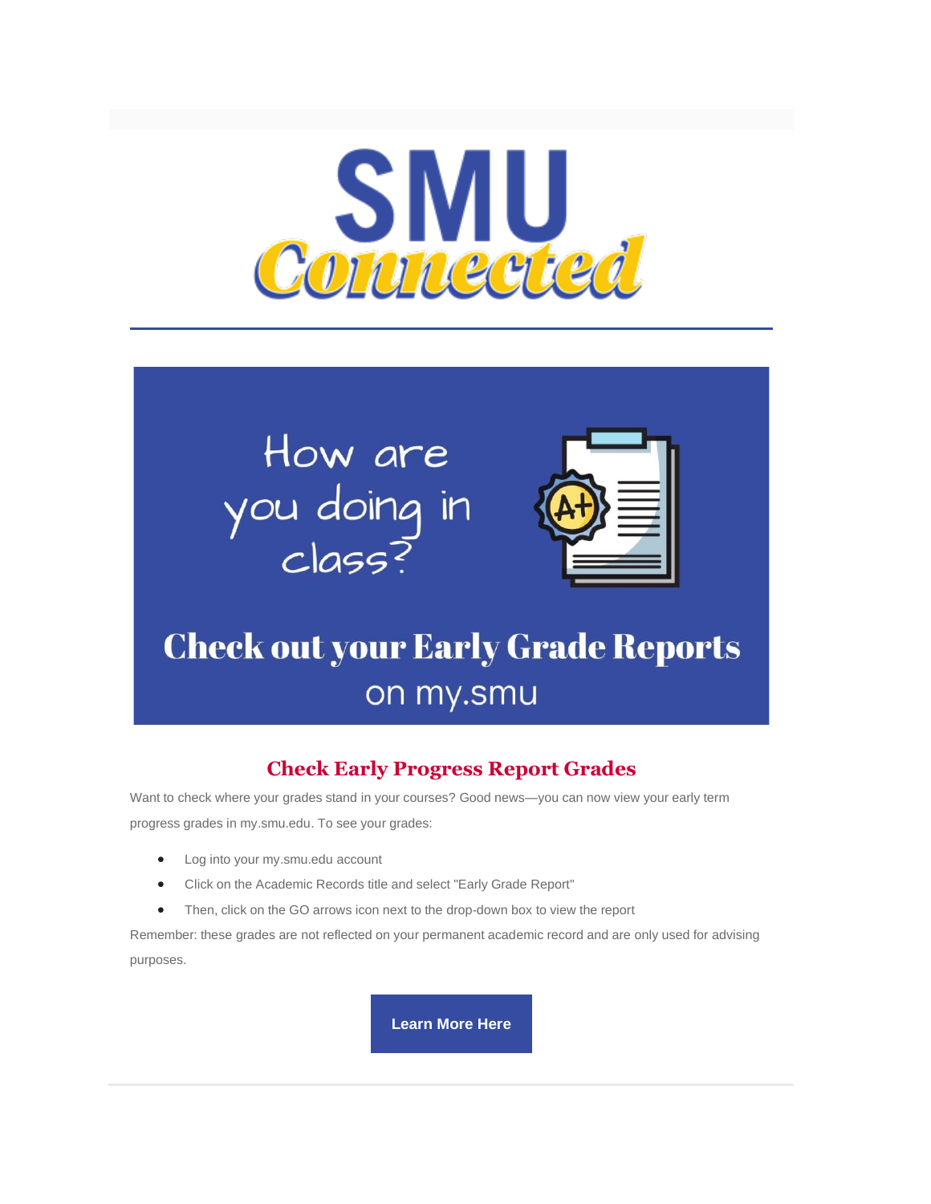# SMU Connected

How are you doing in class?

Check out your Early Grade Reports on my.smu

## Check Early Progress Report Grades

Want to check where your grades stand in your courses? Good news—you can now view your early term progress grades in my.smu.edu. To see your grades:

- Log into your my.smu.edu account
- Click on the Academic Records title and select "Early Grade Report"
- Then, click on the GO arrows icon next to the drop-down box to view the report

Remember: these grades are not reflected on your permanent academic record and are only used for advising purposes.

**Learn More Here**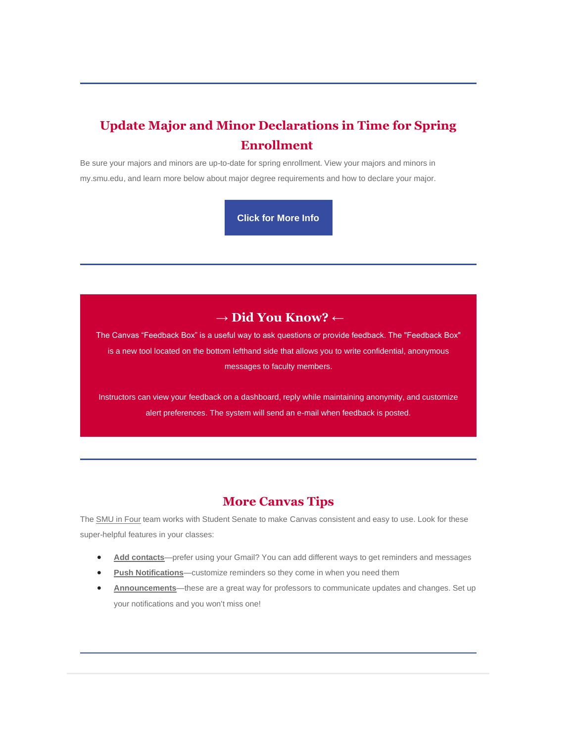---

## Update Major and Minor Declarations in Time for Spring Enrollment

Be sure your majors and minors are up-to-date for spring enrollment. View your majors and minors in my.smu.edu, and learn more below about major degree requirements and how to declare your major.

**Click for More Info**

---

## → Did You Know? ←

The Canvas "Feedback Box" is a useful way to ask questions or provide feedback. The "Feedback Box" is a new tool located on the bottom lefthand side that allows you to write confidential, anonymous messages to faculty members.

Instructors can view your feedback on a dashboard, reply while maintaining anonymity, and customize alert preferences. The system will send an e-mail when feedback is posted.

---

## More Canvas Tips

The SMU in Four team works with Student Senate to make Canvas consistent and easy to use. Look for these super-helpful features in your classes:

- **Add contacts**—prefer using your Gmail? You can add different ways to get reminders and messages
- **Push Notifications**—customize reminders so they come in when you need them
- **Announcements**—these are a great way for professors to communicate updates and changes. Set up your notifications and you won't miss one!

---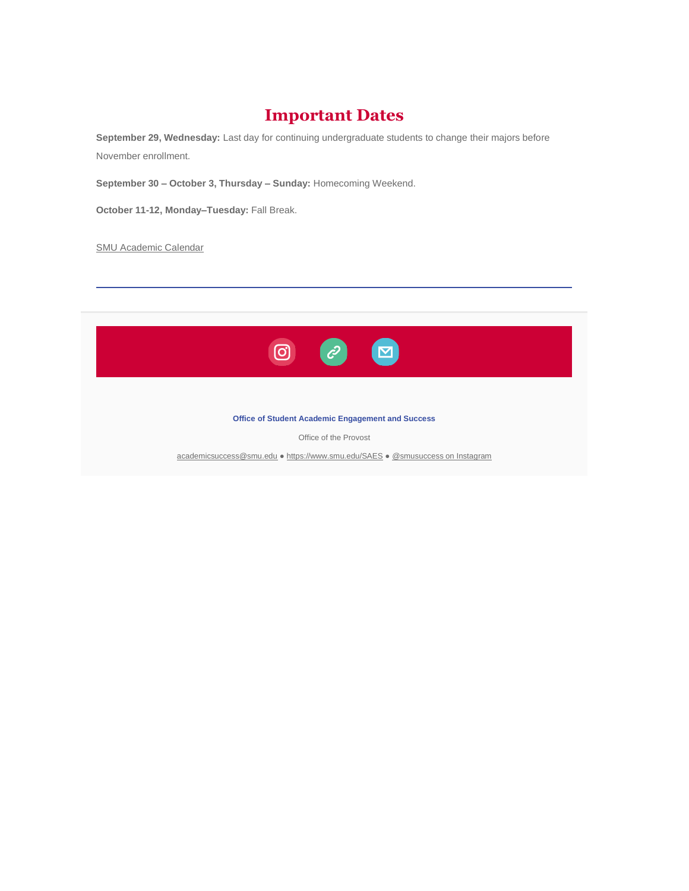## Important Dates

**September 29, Wednesday:** Last day for continuing undergraduate students to change their majors before November enrollment.

**September 30 – October 3, Thursday – Sunday:** Homecoming Weekend.

**October 11-12, Monday–Tuesday:** Fall Break.

SMU Academic Calendar

---

**Office of Student Academic Engagement and Success**

Office of the Provost

academicsuccess@smu.edu ● https://www.smu.edu/SAES ● @smusuccess on Instagram